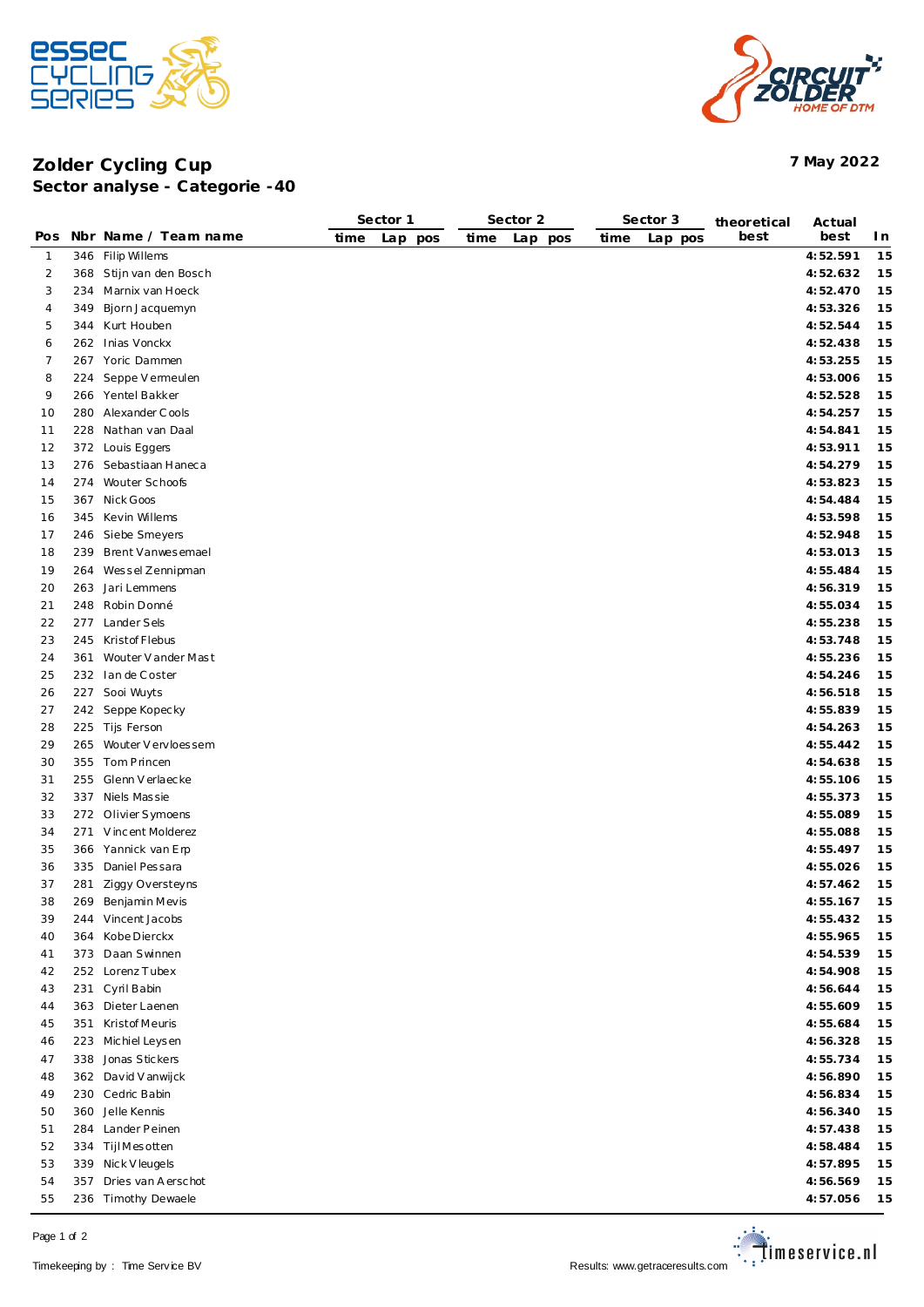# Zolder Cycling Cup

## Sector analyse - Categorie -40

7 May 2022

| Pos | Nbr | Name / Team name | Sector 1 time | Sector 1 Lap | Sector 1 pos | Sector 2 time | Sector 2 Lap | Sector 2 pos | Sector 3 time | Sector 3 Lap | Sector 3 pos | theoretical best | Actual best | In |
|---|---|---|---|---|---|---|---|---|---|---|---|---|---|---|
| 1 | 346 | Filip Willems | | | | | | | | | | | **4:52.591** | **15** |
| 2 | 368 | Stijn van den Bosch | | | | | | | | | | | **4:52.632** | **15** |
| 3 | 234 | Marnix van Hoeck | | | | | | | | | | | **4:52.470** | **15** |
| 4 | 349 | Bjorn Jacquemyn | | | | | | | | | | | **4:53.326** | **15** |
| 5 | 344 | Kurt Houben | | | | | | | | | | | **4:52.544** | **15** |
| 6 | 262 | Inias Vonckx | | | | | | | | | | | **4:52.438** | **15** |
| 7 | 267 | Yoric Dammen | | | | | | | | | | | **4:53.255** | **15** |
| 8 | 224 | Seppe Vermeulen | | | | | | | | | | | **4:53.006** | **15** |
| 9 | 266 | Yentel Bakker | | | | | | | | | | | **4:52.528** | **15** |
| 10 | 280 | Alexander Cools | | | | | | | | | | | **4:54.257** | **15** |
| 11 | 228 | Nathan van Daal | | | | | | | | | | | **4:54.841** | **15** |
| 12 | 372 | Louis Eggers | | | | | | | | | | | **4:53.911** | **15** |
| 13 | 276 | Sebastiaan Haneca | | | | | | | | | | | **4:54.279** | **15** |
| 14 | 274 | Wouter Schoofs | | | | | | | | | | | **4:53.823** | **15** |
| 15 | 367 | Nick Goos | | | | | | | | | | | **4:54.484** | **15** |
| 16 | 345 | Kevin Willems | | | | | | | | | | | **4:53.598** | **15** |
| 17 | 246 | Siebe Smeyers | | | | | | | | | | | **4:52.948** | **15** |
| 18 | 239 | Brent Vanwesemael | | | | | | | | | | | **4:53.013** | **15** |
| 19 | 264 | Wessel Zennipman | | | | | | | | | | | **4:55.484** | **15** |
| 20 | 263 | Jari Lemmens | | | | | | | | | | | **4:56.319** | **15** |
| 21 | 248 | Robin Donné | | | | | | | | | | | **4:55.034** | **15** |
| 22 | 277 | Lander Sels | | | | | | | | | | | **4:55.238** | **15** |
| 23 | 245 | Kristof Flebus | | | | | | | | | | | **4:53.748** | **15** |
| 24 | 361 | Wouter Vander Mast | | | | | | | | | | | **4:55.236** | **15** |
| 25 | 232 | Ian de Coster | | | | | | | | | | | **4:54.246** | **15** |
| 26 | 227 | Sooi Wuyts | | | | | | | | | | | **4:56.518** | **15** |
| 27 | 242 | Seppe Kopecky | | | | | | | | | | | **4:55.839** | **15** |
| 28 | 225 | Tijs Ferson | | | | | | | | | | | **4:54.263** | **15** |
| 29 | 265 | Wouter Vervloessem | | | | | | | | | | | **4:55.442** | **15** |
| 30 | 355 | Tom Princen | | | | | | | | | | | **4:54.638** | **15** |
| 31 | 255 | Glenn Verlaecke | | | | | | | | | | | **4:55.106** | **15** |
| 32 | 337 | Niels Massie | | | | | | | | | | | **4:55.373** | **15** |
| 33 | 272 | Olivier Symoens | | | | | | | | | | | **4:55.089** | **15** |
| 34 | 271 | Vincent Molderez | | | | | | | | | | | **4:55.088** | **15** |
| 35 | 366 | Yannick van Erp | | | | | | | | | | | **4:55.497** | **15** |
| 36 | 335 | Daniel Pessara | | | | | | | | | | | **4:55.026** | **15** |
| 37 | 281 | Ziggy Oversteyns | | | | | | | | | | | **4:57.462** | **15** |
| 38 | 269 | Benjamin Mevis | | | | | | | | | | | **4:55.167** | **15** |
| 39 | 244 | Vincent Jacobs | | | | | | | | | | | **4:55.432** | **15** |
| 40 | 364 | Kobe Dierckx | | | | | | | | | | | **4:55.965** | **15** |
| 41 | 373 | Daan Swinnen | | | | | | | | | | | **4:54.539** | **15** |
| 42 | 252 | Lorenz Tubex | | | | | | | | | | | **4:54.908** | **15** |
| 43 | 231 | Cyril Babin | | | | | | | | | | | **4:56.644** | **15** |
| 44 | 363 | Dieter Laenen | | | | | | | | | | | **4:55.609** | **15** |
| 45 | 351 | Kristof Meuris | | | | | | | | | | | **4:55.684** | **15** |
| 46 | 223 | Michiel Leysen | | | | | | | | | | | **4:56.328** | **15** |
| 47 | 338 | Jonas Stickers | | | | | | | | | | | **4:55.734** | **15** |
| 48 | 362 | David Vanwijck | | | | | | | | | | | **4:56.890** | **15** |
| 49 | 230 | Cedric Babin | | | | | | | | | | | **4:56.834** | **15** |
| 50 | 360 | Jelle Kennis | | | | | | | | | | | **4:56.340** | **15** |
| 51 | 284 | Lander Peinen | | | | | | | | | | | **4:57.438** | **15** |
| 52 | 334 | Tijl Mesotten | | | | | | | | | | | **4:58.484** | **15** |
| 53 | 339 | Nick Vleugels | | | | | | | | | | | **4:57.895** | **15** |
| 54 | 357 | Dries van Aerschot | | | | | | | | | | | **4:56.569** | **15** |
| 55 | 236 | Timothy Dewaele | | | | | | | | | | | **4:57.056** | **15** |

Timekeeping by : Time Service BV

Results: www.getraceresults.com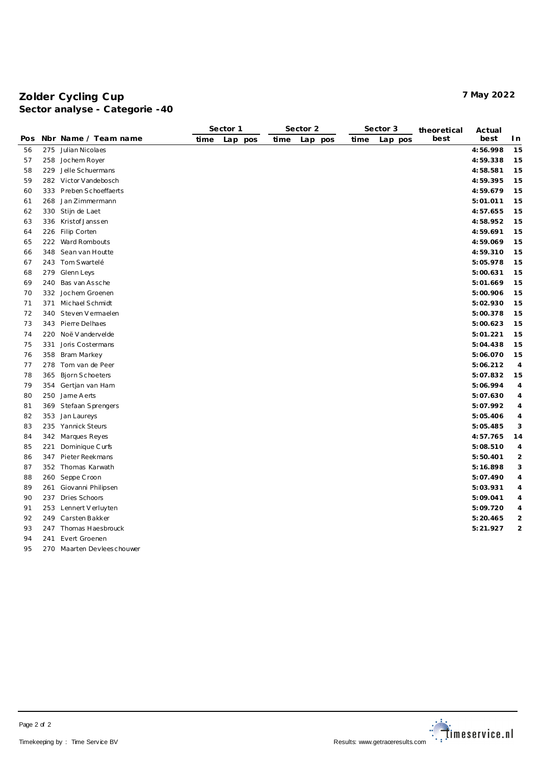## Zolder Cycling Cup

**7 May 2022**

### Sector analyse - Categorie -40

| Pos | Nbr | Name / Team name | Sector 1 | | | Sector 2 | | | Sector 3 | | | theoretical best | Actual best | In |
|---|---|---|---|---|---|---|---|---|---|---|---|---|---|---|
| | | | time | Lap | pos | time | Lap | pos | time | Lap | pos | | | |
| 56 | 275 | Julian Nicolaes | | | | | | | | | | | 4:56.998 | 15 |
| 57 | 258 | Jochem Royer | | | | | | | | | | | 4:59.338 | 15 |
| 58 | 229 | Jelle Schuermans | | | | | | | | | | | 4:58.581 | 15 |
| 59 | 282 | Victor Vandebosch | | | | | | | | | | | 4:59.395 | 15 |
| 60 | 333 | Preben Schoeffaerts | | | | | | | | | | | 4:59.679 | 15 |
| 61 | 268 | Jan Zimmermann | | | | | | | | | | | 5:01.011 | 15 |
| 62 | 330 | Stijn de Laet | | | | | | | | | | | 4:57.655 | 15 |
| 63 | 336 | Kristof Janssen | | | | | | | | | | | 4:58.952 | 15 |
| 64 | 226 | Filip Corten | | | | | | | | | | | 4:59.691 | 15 |
| 65 | 222 | Ward Rombouts | | | | | | | | | | | 4:59.069 | 15 |
| 66 | 348 | Sean van Houtte | | | | | | | | | | | 4:59.310 | 15 |
| 67 | 243 | Tom Swartelé | | | | | | | | | | | 5:05.978 | 15 |
| 68 | 279 | Glenn Leys | | | | | | | | | | | 5:00.631 | 15 |
| 69 | 240 | Bas van Assche | | | | | | | | | | | 5:01.669 | 15 |
| 70 | 332 | Jochem Groenen | | | | | | | | | | | 5:00.906 | 15 |
| 71 | 371 | Michael Schmidt | | | | | | | | | | | 5:02.930 | 15 |
| 72 | 340 | Steven Vermaelen | | | | | | | | | | | 5:00.378 | 15 |
| 73 | 343 | Pierre Delhaes | | | | | | | | | | | 5:00.623 | 15 |
| 74 | 220 | Noë Vandervelde | | | | | | | | | | | 5:01.221 | 15 |
| 75 | 331 | Joris Costermans | | | | | | | | | | | 5:04.438 | 15 |
| 76 | 358 | Bram Markey | | | | | | | | | | | 5:06.070 | 15 |
| 77 | 278 | Tom van de Peer | | | | | | | | | | | 5:06.212 | 4 |
| 78 | 365 | Bjorn Schoeters | | | | | | | | | | | 5:07.832 | 15 |
| 79 | 354 | Gertjan van Ham | | | | | | | | | | | 5:06.994 | 4 |
| 80 | 250 | Jarne Aerts | | | | | | | | | | | 5:07.630 | 4 |
| 81 | 369 | Stefaan Sprengers | | | | | | | | | | | 5:07.992 | 4 |
| 82 | 353 | Jan Laureys | | | | | | | | | | | 5:05.406 | 4 |
| 83 | 235 | Yannick Steurs | | | | | | | | | | | 5:05.485 | 3 |
| 84 | 342 | Marques Reyes | | | | | | | | | | | 4:57.765 | 14 |
| 85 | 221 | Dominique Curfs | | | | | | | | | | | 5:08.510 | 4 |
| 86 | 347 | Pieter Reekmans | | | | | | | | | | | 5:50.401 | 2 |
| 87 | 352 | Thomas Karwath | | | | | | | | | | | 5:16.898 | 3 |
| 88 | 260 | Seppe Croon | | | | | | | | | | | 5:07.490 | 4 |
| 89 | 261 | Giovanni Philipsen | | | | | | | | | | | 5:03.931 | 4 |
| 90 | 237 | Dries Schoors | | | | | | | | | | | 5:09.041 | 4 |
| 91 | 253 | Lennert Verluyten | | | | | | | | | | | 5:09.720 | 4 |
| 92 | 249 | Carsten Bakker | | | | | | | | | | | 5:20.465 | 2 |
| 93 | 247 | Thomas Haesbrouck | | | | | | | | | | | 5:21.927 | 2 |
| 94 | 241 | Evert Groenen | | | | | | | | | | | | |
| 95 | 270 | Maarten Devleeschouwer | | | | | | | | | | | | |

Timekeeping by : Time Service BV

Results: www.getraceresults.com

timeservice.nl